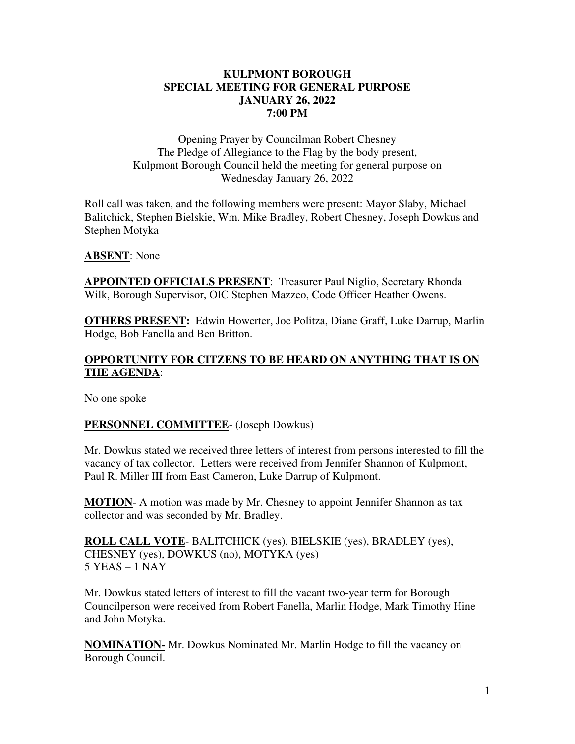# KULPMONT BOROUGH
## SPECIAL MEETING FOR GENERAL PURPOSE
## JANUARY 26, 2022
## 7:00 PM

Opening Prayer by Councilman Robert Chesney
The Pledge of Allegiance to the Flag by the body present,
Kulpmont Borough Council held the meeting for general purpose on
Wednesday January 26, 2022

Roll call was taken, and the following members were present: Mayor Slaby, Michael Balitchick, Stephen Bielskie, Wm. Mike Bradley, Robert Chesney, Joseph Dowkus and Stephen Motyka

**ABSENT**: None

**APPOINTED OFFICIALS PRESENT**: Treasurer Paul Niglio, Secretary Rhonda Wilk, Borough Supervisor, OIC Stephen Mazzeo, Code Officer Heather Owens.

**OTHERS PRESENT:** Edwin Howerter, Joe Politza, Diane Graff, Luke Darrup, Marlin Hodge, Bob Fanella and Ben Britton.

**OPPORTUNITY FOR CITIZENS TO BE HEARD ON ANYTHING THAT IS ON THE AGENDA**:

No one spoke

**PERSONNEL COMMITTEE**- (Joseph Dowkus)

Mr. Dowkus stated we received three letters of interest from persons interested to fill the vacancy of tax collector. Letters were received from Jennifer Shannon of Kulpmont, Paul R. Miller III from East Cameron, Luke Darrup of Kulpmont.

**MOTION**- A motion was made by Mr. Chesney to appoint Jennifer Shannon as tax collector and was seconded by Mr. Bradley.

**ROLL CALL VOTE**- BALITCHICK (yes), BIELSKIE (yes), BRADLEY (yes), CHESNEY (yes), DOWKUS (no), MOTYKA (yes)
5 YEAS – 1 NAY

Mr. Dowkus stated letters of interest to fill the vacant two-year term for Borough Councilperson were received from Robert Fanella, Marlin Hodge, Mark Timothy Hine and John Motyka.

**NOMINATION-** Mr. Dowkus Nominated Mr. Marlin Hodge to fill the vacancy on Borough Council.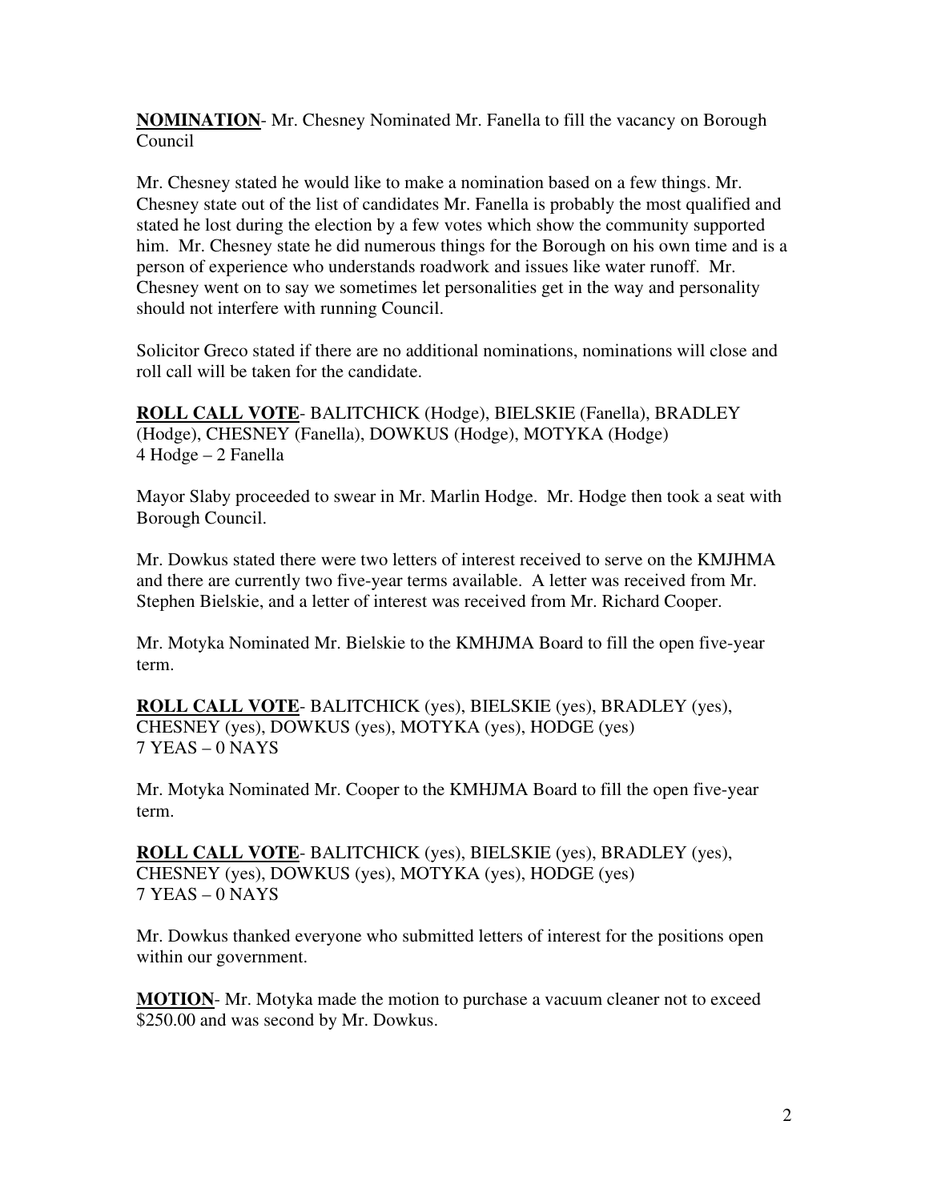**NOMINATION**- Mr. Chesney Nominated Mr. Fanella to fill the vacancy on Borough Council

Mr. Chesney stated he would like to make a nomination based on a few things. Mr. Chesney state out of the list of candidates Mr. Fanella is probably the most qualified and stated he lost during the election by a few votes which show the community supported him. Mr. Chesney state he did numerous things for the Borough on his own time and is a person of experience who understands roadwork and issues like water runoff. Mr. Chesney went on to say we sometimes let personalities get in the way and personality should not interfere with running Council.

Solicitor Greco stated if there are no additional nominations, nominations will close and roll call will be taken for the candidate.

**ROLL CALL VOTE**- BALITCHICK (Hodge), BIELSKIE (Fanella), BRADLEY (Hodge), CHESNEY (Fanella), DOWKUS (Hodge), MOTYKA (Hodge)
4 Hodge – 2 Fanella

Mayor Slaby proceeded to swear in Mr. Marlin Hodge. Mr. Hodge then took a seat with Borough Council.

Mr. Dowkus stated there were two letters of interest received to serve on the KMJHMA and there are currently two five-year terms available. A letter was received from Mr. Stephen Bielskie, and a letter of interest was received from Mr. Richard Cooper.

Mr. Motyka Nominated Mr. Bielskie to the KMHJMA Board to fill the open five-year term.

**ROLL CALL VOTE**- BALITCHICK (yes), BIELSKIE (yes), BRADLEY (yes), CHESNEY (yes), DOWKUS (yes), MOTYKA (yes), HODGE (yes)
7 YEAS – 0 NAYS

Mr. Motyka Nominated Mr. Cooper to the KMHJMA Board to fill the open five-year term.

**ROLL CALL VOTE**- BALITCHICK (yes), BIELSKIE (yes), BRADLEY (yes), CHESNEY (yes), DOWKUS (yes), MOTYKA (yes), HODGE (yes)
7 YEAS – 0 NAYS

Mr. Dowkus thanked everyone who submitted letters of interest for the positions open within our government.

**MOTION**- Mr. Motyka made the motion to purchase a vacuum cleaner not to exceed $250.00 and was second by Mr. Dowkus.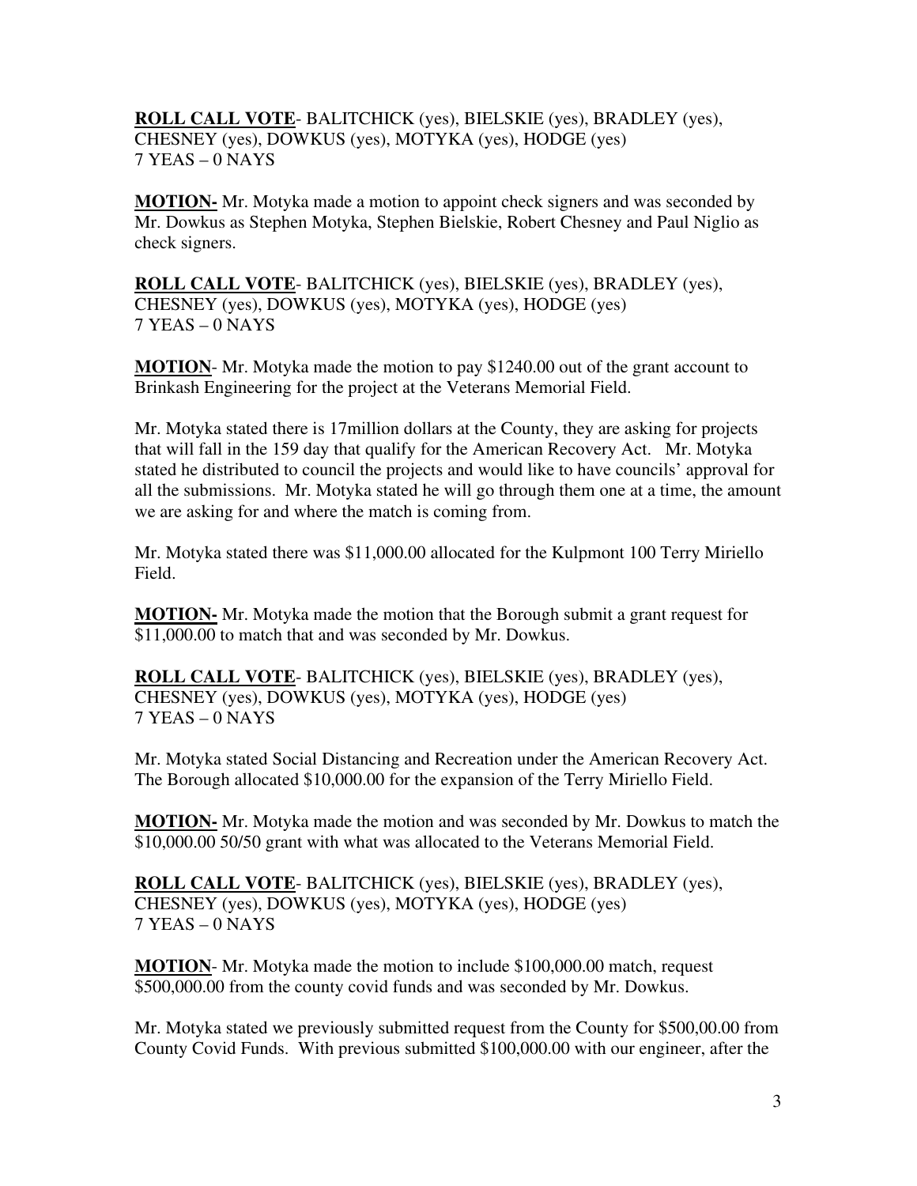**ROLL CALL VOTE**- BALITCHICK (yes), BIELSKIE (yes), BRADLEY (yes), CHESNEY (yes), DOWKUS (yes), MOTYKA (yes), HODGE (yes)
7 YEAS – 0 NAYS

**MOTION-** Mr. Motyka made a motion to appoint check signers and was seconded by Mr. Dowkus as Stephen Motyka, Stephen Bielskie, Robert Chesney and Paul Niglio as check signers.

**ROLL CALL VOTE**- BALITCHICK (yes), BIELSKIE (yes), BRADLEY (yes), CHESNEY (yes), DOWKUS (yes), MOTYKA (yes), HODGE (yes)
7 YEAS – 0 NAYS

**MOTION**- Mr. Motyka made the motion to pay $1240.00 out of the grant account to Brinkash Engineering for the project at the Veterans Memorial Field.

Mr. Motyka stated there is 17million dollars at the County, they are asking for projects that will fall in the 159 day that qualify for the American Recovery Act. Mr. Motyka stated he distributed to council the projects and would like to have councils' approval for all the submissions. Mr. Motyka stated he will go through them one at a time, the amount we are asking for and where the match is coming from.

Mr. Motyka stated there was $11,000.00 allocated for the Kulpmont 100 Terry Miriello Field.

**MOTION-** Mr. Motyka made the motion that the Borough submit a grant request for $11,000.00 to match that and was seconded by Mr. Dowkus.

**ROLL CALL VOTE**- BALITCHICK (yes), BIELSKIE (yes), BRADLEY (yes), CHESNEY (yes), DOWKUS (yes), MOTYKA (yes), HODGE (yes)
7 YEAS – 0 NAYS

Mr. Motyka stated Social Distancing and Recreation under the American Recovery Act. The Borough allocated $10,000.00 for the expansion of the Terry Miriello Field.

**MOTION-** Mr. Motyka made the motion and was seconded by Mr. Dowkus to match the $10,000.00 50/50 grant with what was allocated to the Veterans Memorial Field.

**ROLL CALL VOTE**- BALITCHICK (yes), BIELSKIE (yes), BRADLEY (yes), CHESNEY (yes), DOWKUS (yes), MOTYKA (yes), HODGE (yes)
7 YEAS – 0 NAYS

**MOTION**- Mr. Motyka made the motion to include $100,000.00 match, request $500,000.00 from the county covid funds and was seconded by Mr. Dowkus.

Mr. Motyka stated we previously submitted request from the County for $500,00.00 from County Covid Funds. With previous submitted $100,000.00 with our engineer, after the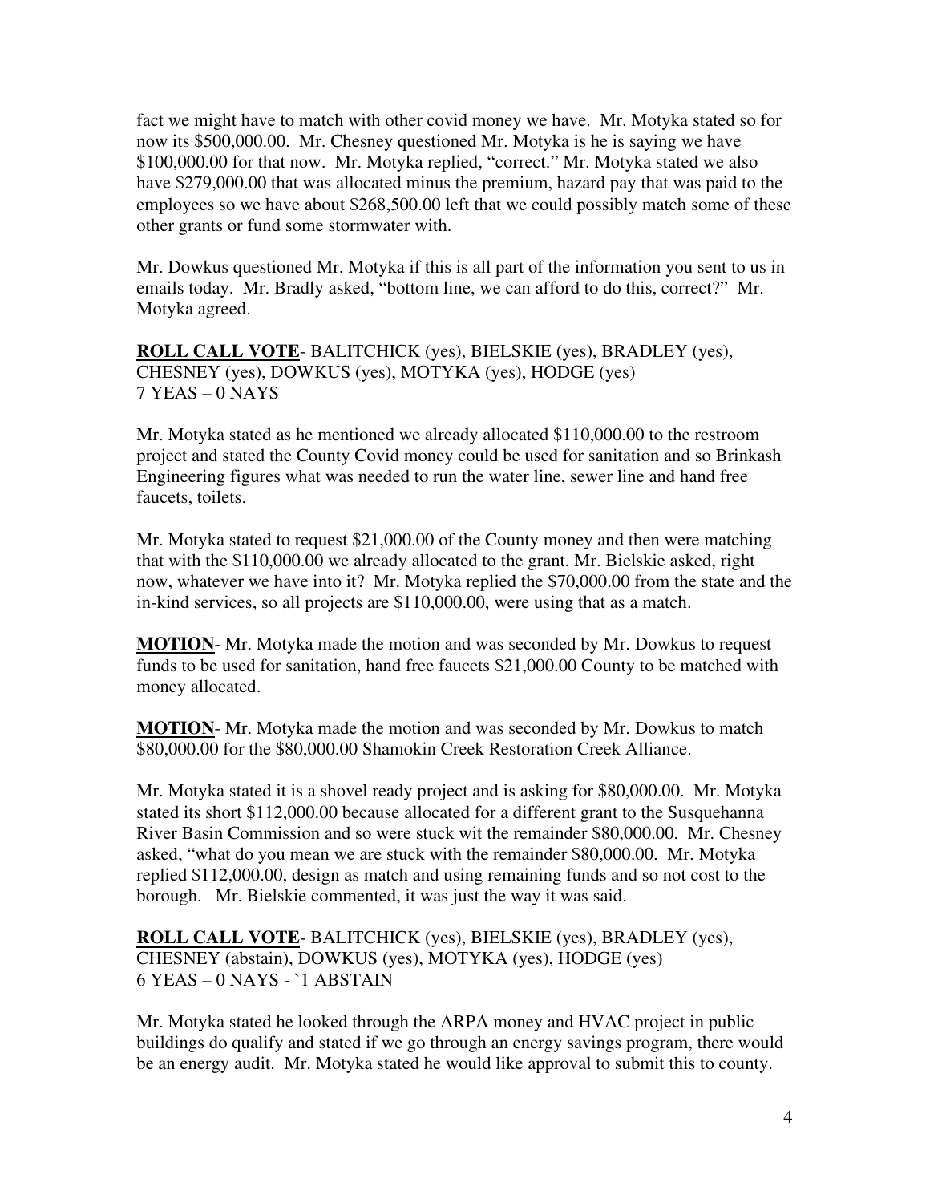fact we might have to match with other covid money we have. Mr. Motyka stated so for now its $500,000.00. Mr. Chesney questioned Mr. Motyka is he is saying we have $100,000.00 for that now. Mr. Motyka replied, "correct." Mr. Motyka stated we also have $279,000.00 that was allocated minus the premium, hazard pay that was paid to the employees so we have about $268,500.00 left that we could possibly match some of these other grants or fund some stormwater with.

Mr. Dowkus questioned Mr. Motyka if this is all part of the information you sent to us in emails today. Mr. Bradly asked, "bottom line, we can afford to do this, correct?" Mr. Motyka agreed.

**ROLL CALL VOTE**- BALITCHICK (yes), BIELSKIE (yes), BRADLEY (yes), CHESNEY (yes), DOWKUS (yes), MOTYKA (yes), HODGE (yes)
7 YEAS – 0 NAYS

Mr. Motyka stated as he mentioned we already allocated $110,000.00 to the restroom project and stated the County Covid money could be used for sanitation and so Brinkash Engineering figures what was needed to run the water line, sewer line and hand free faucets, toilets.

Mr. Motyka stated to request $21,000.00 of the County money and then were matching that with the $110,000.00 we already allocated to the grant. Mr. Bielskie asked, right now, whatever we have into it? Mr. Motyka replied the $70,000.00 from the state and the in-kind services, so all projects are $110,000.00, were using that as a match.

**MOTION**- Mr. Motyka made the motion and was seconded by Mr. Dowkus to request funds to be used for sanitation, hand free faucets $21,000.00 County to be matched with money allocated.

**MOTION**- Mr. Motyka made the motion and was seconded by Mr. Dowkus to match $80,000.00 for the $80,000.00 Shamokin Creek Restoration Creek Alliance.

Mr. Motyka stated it is a shovel ready project and is asking for $80,000.00. Mr. Motyka stated its short $112,000.00 because allocated for a different grant to the Susquehanna River Basin Commission and so were stuck wit the remainder $80,000.00. Mr. Chesney asked, "what do you mean we are stuck with the remainder $80,000.00. Mr. Motyka replied $112,000.00, design as match and using remaining funds and so not cost to the borough. Mr. Bielskie commented, it was just the way it was said.

**ROLL CALL VOTE**- BALITCHICK (yes), BIELSKIE (yes), BRADLEY (yes), CHESNEY (abstain), DOWKUS (yes), MOTYKA (yes), HODGE (yes)
6 YEAS – 0 NAYS - `1 ABSTAIN

Mr. Motyka stated he looked through the ARPA money and HVAC project in public buildings do qualify and stated if we go through an energy savings program, there would be an energy audit. Mr. Motyka stated he would like approval to submit this to county.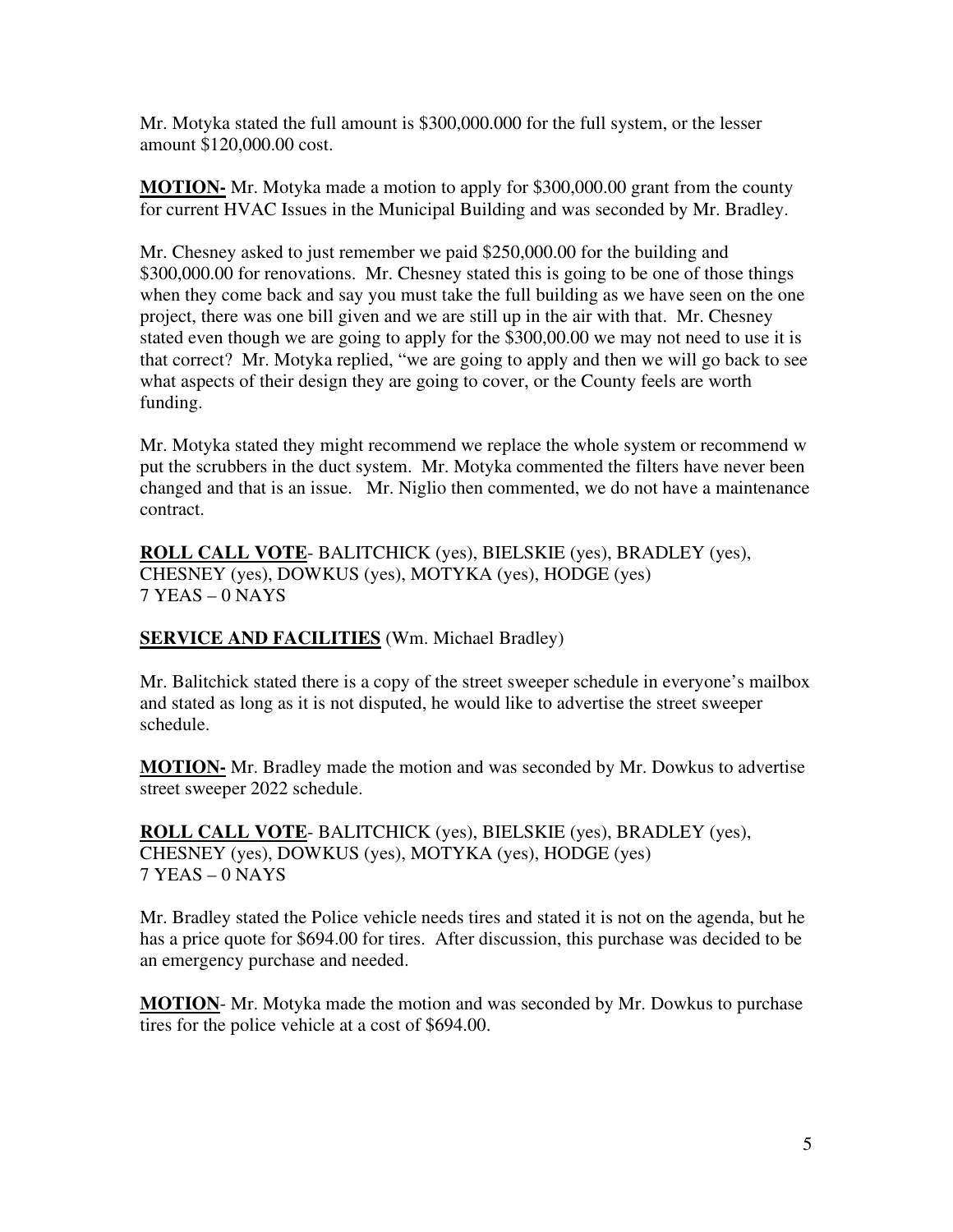Mr. Motyka stated the full amount is $300,000.000 for the full system, or the lesser amount $120,000.00 cost.

**MOTION-** Mr. Motyka made a motion to apply for $300,000.00 grant from the county for current HVAC Issues in the Municipal Building and was seconded by Mr. Bradley.

Mr. Chesney asked to just remember we paid $250,000.00 for the building and $300,000.00 for renovations. Mr. Chesney stated this is going to be one of those things when they come back and say you must take the full building as we have seen on the one project, there was one bill given and we are still up in the air with that. Mr. Chesney stated even though we are going to apply for the $300,00.00 we may not need to use it is that correct? Mr. Motyka replied, "we are going to apply and then we will go back to see what aspects of their design they are going to cover, or the County feels are worth funding.

Mr. Motyka stated they might recommend we replace the whole system or recommend w put the scrubbers in the duct system. Mr. Motyka commented the filters have never been changed and that is an issue. Mr. Niglio then commented, we do not have a maintenance contract.

**<u>ROLL CALL VOTE</u>**- BALITCHICK (yes), BIELSKIE (yes), BRADLEY (yes), CHESNEY (yes), DOWKUS (yes), MOTYKA (yes), HODGE (yes)
7 YEAS – 0 NAYS

**<u>SERVICE AND FACILITIES</u>** (Wm. Michael Bradley)

Mr. Balitchick stated there is a copy of the street sweeper schedule in everyone's mailbox and stated as long as it is not disputed, he would like to advertise the street sweeper schedule.

**<u>MOTION-</u>** Mr. Bradley made the motion and was seconded by Mr. Dowkus to advertise street sweeper 2022 schedule.

**<u>ROLL CALL VOTE</u>**- BALITCHICK (yes), BIELSKIE (yes), BRADLEY (yes), CHESNEY (yes), DOWKUS (yes), MOTYKA (yes), HODGE (yes)
7 YEAS – 0 NAYS

Mr. Bradley stated the Police vehicle needs tires and stated it is not on the agenda, but he has a price quote for $694.00 for tires. After discussion, this purchase was decided to be an emergency purchase and needed.

**<u>MOTION</u>**- Mr. Motyka made the motion and was seconded by Mr. Dowkus to purchase tires for the police vehicle at a cost of $694.00.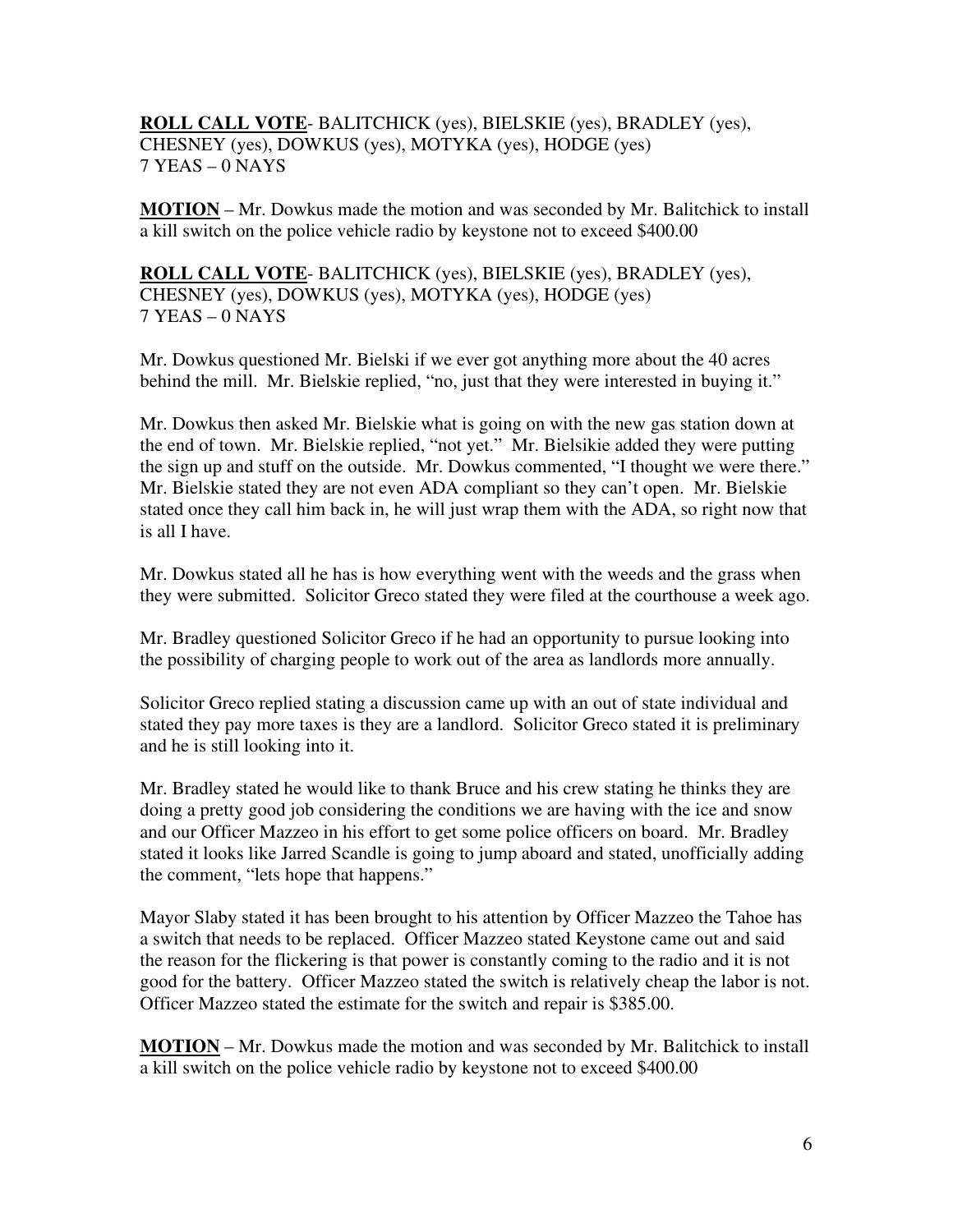**ROLL CALL VOTE**- BALITCHICK (yes), BIELSKIE (yes), BRADLEY (yes), CHESNEY (yes), DOWKUS (yes), MOTYKA (yes), HODGE (yes)
7 YEAS – 0 NAYS

**MOTION** – Mr. Dowkus made the motion and was seconded by Mr. Balitchick to install a kill switch on the police vehicle radio by keystone not to exceed $400.00

**ROLL CALL VOTE**- BALITCHICK (yes), BIELSKIE (yes), BRADLEY (yes), CHESNEY (yes), DOWKUS (yes), MOTYKA (yes), HODGE (yes)
7 YEAS – 0 NAYS

Mr. Dowkus questioned Mr. Bielski if we ever got anything more about the 40 acres behind the mill. Mr. Bielskie replied, "no, just that they were interested in buying it."

Mr. Dowkus then asked Mr. Bielskie what is going on with the new gas station down at the end of town. Mr. Bielskie replied, "not yet." Mr. Bielsikie added they were putting the sign up and stuff on the outside. Mr. Dowkus commented, "I thought we were there." Mr. Bielskie stated they are not even ADA compliant so they can't open. Mr. Bielskie stated once they call him back in, he will just wrap them with the ADA, so right now that is all I have.

Mr. Dowkus stated all he has is how everything went with the weeds and the grass when they were submitted. Solicitor Greco stated they were filed at the courthouse a week ago.

Mr. Bradley questioned Solicitor Greco if he had an opportunity to pursue looking into the possibility of charging people to work out of the area as landlords more annually.

Solicitor Greco replied stating a discussion came up with an out of state individual and stated they pay more taxes is they are a landlord. Solicitor Greco stated it is preliminary and he is still looking into it.

Mr. Bradley stated he would like to thank Bruce and his crew stating he thinks they are doing a pretty good job considering the conditions we are having with the ice and snow and our Officer Mazzeo in his effort to get some police officers on board. Mr. Bradley stated it looks like Jarred Scandle is going to jump aboard and stated, unofficially adding the comment, "lets hope that happens."

Mayor Slaby stated it has been brought to his attention by Officer Mazzeo the Tahoe has a switch that needs to be replaced. Officer Mazzeo stated Keystone came out and said the reason for the flickering is that power is constantly coming to the radio and it is not good for the battery. Officer Mazzeo stated the switch is relatively cheap the labor is not. Officer Mazzeo stated the estimate for the switch and repair is $385.00.

**MOTION** – Mr. Dowkus made the motion and was seconded by Mr. Balitchick to install a kill switch on the police vehicle radio by keystone not to exceed $400.00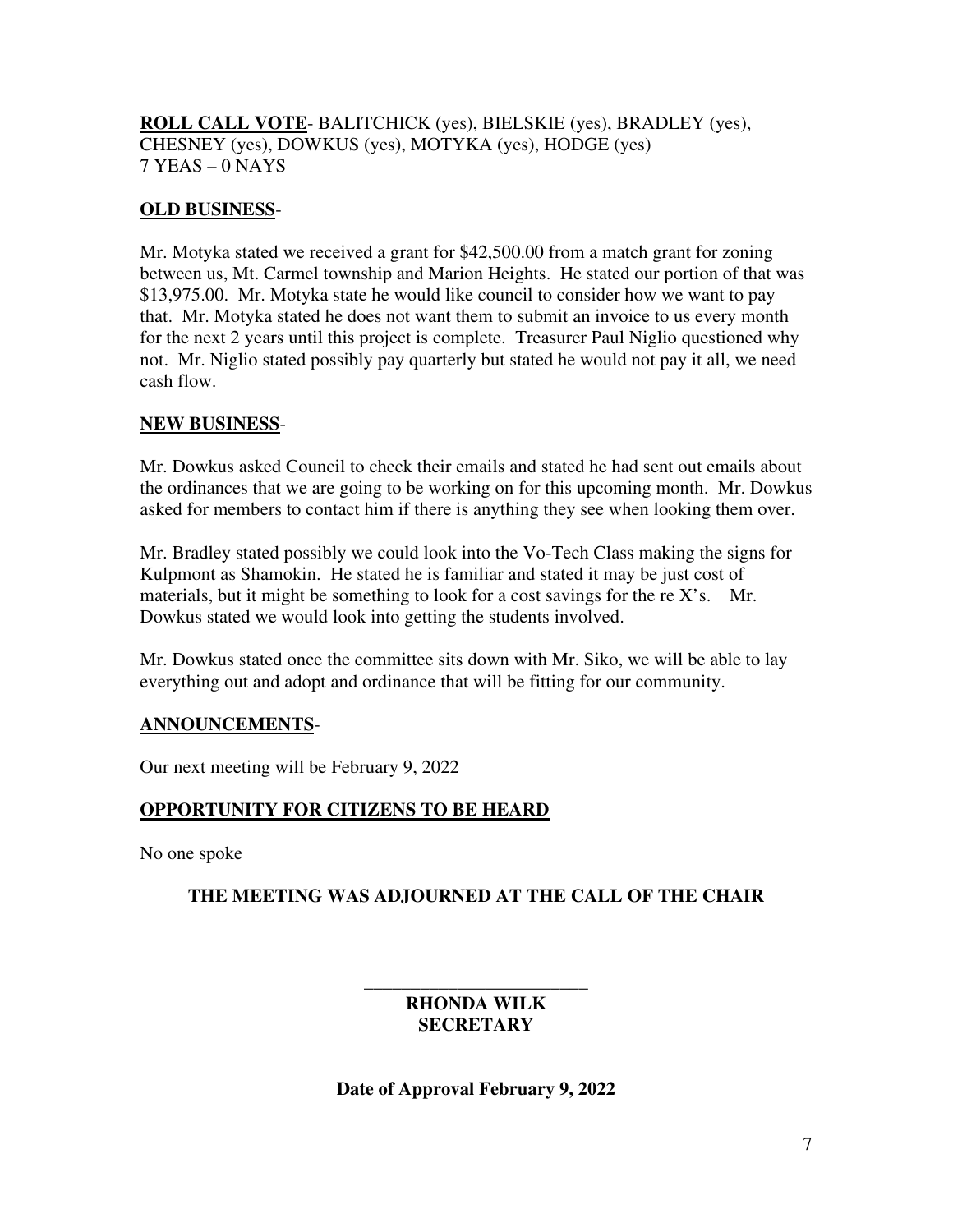**ROLL CALL VOTE**- BALITCHICK (yes), BIELSKIE (yes), BRADLEY (yes), CHESNEY (yes), DOWKUS (yes), MOTYKA (yes), HODGE (yes)
7 YEAS – 0 NAYS

**OLD BUSINESS**-

Mr. Motyka stated we received a grant for $42,500.00 from a match grant for zoning between us, Mt. Carmel township and Marion Heights. He stated our portion of that was $13,975.00. Mr. Motyka state he would like council to consider how we want to pay that. Mr. Motyka stated he does not want them to submit an invoice to us every month for the next 2 years until this project is complete. Treasurer Paul Niglio questioned why not. Mr. Niglio stated possibly pay quarterly but stated he would not pay it all, we need cash flow.

**NEW BUSINESS**-

Mr. Dowkus asked Council to check their emails and stated he had sent out emails about the ordinances that we are going to be working on for this upcoming month. Mr. Dowkus asked for members to contact him if there is anything they see when looking them over.

Mr. Bradley stated possibly we could look into the Vo-Tech Class making the signs for Kulpmont as Shamokin. He stated he is familiar and stated it may be just cost of materials, but it might be something to look for a cost savings for the re X's. Mr. Dowkus stated we would look into getting the students involved.

Mr. Dowkus stated once the committee sits down with Mr. Siko, we will be able to lay everything out and adopt and ordinance that will be fitting for our community.

**ANNOUNCEMENTS**-

Our next meeting will be February 9, 2022

**OPPORTUNITY FOR CITIZENS TO BE HEARD**

No one spoke

**THE MEETING WAS ADJOURNED AT THE CALL OF THE CHAIR**

\_\_\_\_\_\_\_\_\_\_\_\_\_\_\_\_\_\_\_\_\_\_\_\_\_

**RHONDA WILK**
**SECRETARY**

**Date of Approval February 9, 2022**